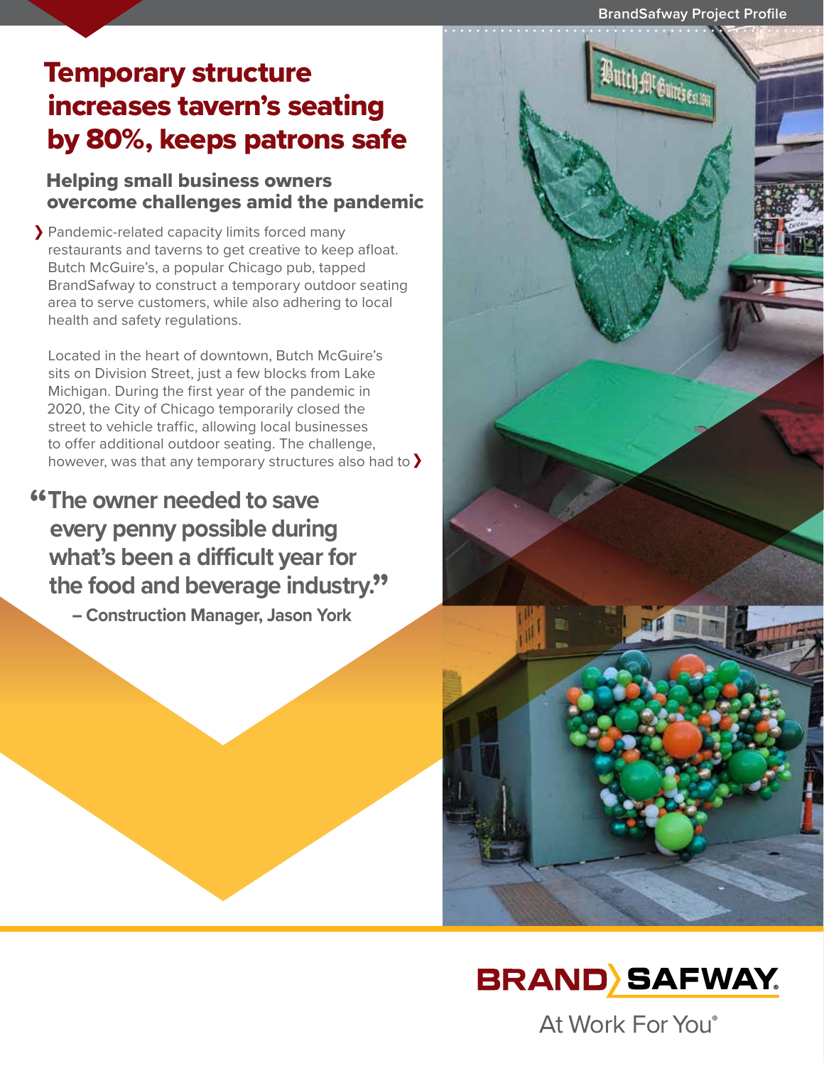# Temporary structure increases tavern's seating by 80%, keeps patrons safe

## Helping small business owners overcome challenges amid the pandemic

Pandemic-related capacity limits forced many restaurants and taverns to get creative to keep afloat. Butch McGuire's, a popular Chicago pub, tapped BrandSafway to construct a temporary outdoor seating area to serve customers, while also adhering to local health and safety regulations.

Located in the heart of downtown, Butch McGuire's sits on Division Street, just a few blocks from Lake Michigan. During the first year of the pandemic in 2020, the City of Chicago temporarily closed the street to vehicle traffic, allowing local businesses to offer additional outdoor seating. The challenge, however, was that any temporary structures also had to

> "The owner needed to save every penny possible during what's been a difficult year for the food and beverage industry."
>
> – Construction Manager, Jason York

**BRAND SAFWAY**

At Work For You®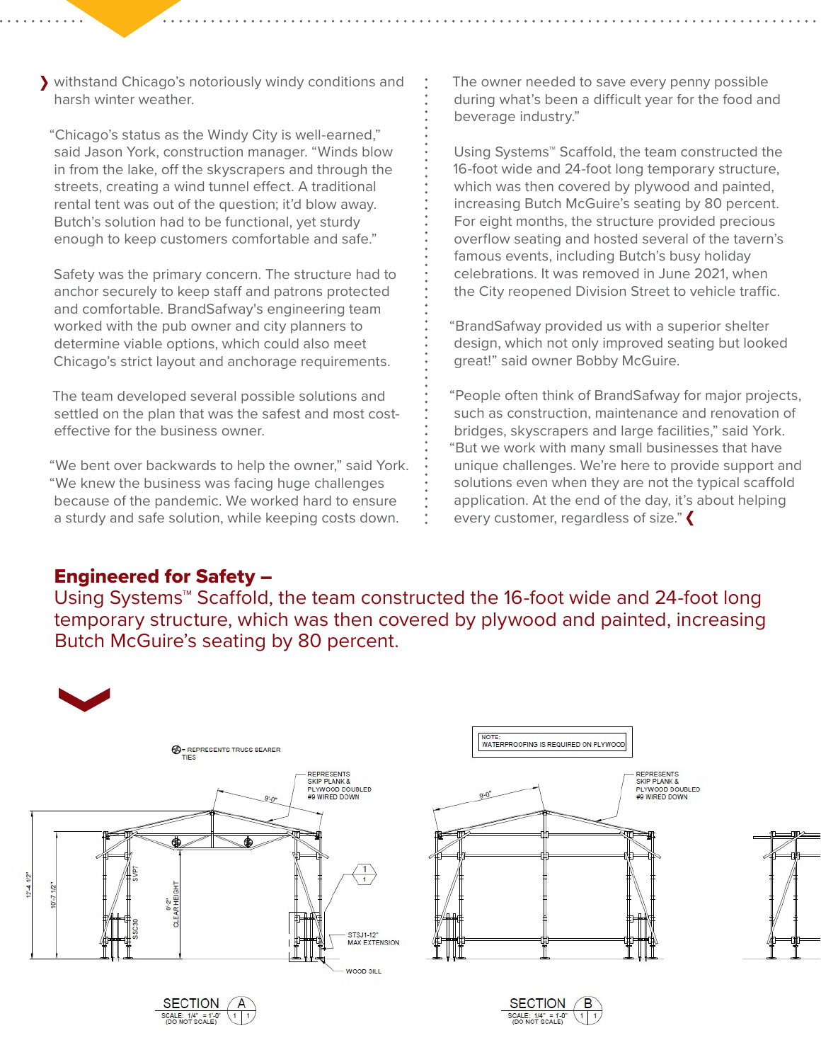withstand Chicago's notoriously windy conditions and harsh winter weather.

"Chicago's status as the Windy City is well-earned," said Jason York, construction manager. "Winds blow in from the lake, off the skyscrapers and through the streets, creating a wind tunnel effect. A traditional rental tent was out of the question; it'd blow away. Butch's solution had to be functional, yet sturdy enough to keep customers comfortable and safe."

Safety was the primary concern. The structure had to anchor securely to keep staff and patrons protected and comfortable. BrandSafway's engineering team worked with the pub owner and city planners to determine viable options, which could also meet Chicago's strict layout and anchorage requirements.

The team developed several possible solutions and settled on the plan that was the safest and most cost-effective for the business owner.

"We bent over backwards to help the owner," said York. "We knew the business was facing huge challenges because of the pandemic. We worked hard to ensure a sturdy and safe solution, while keeping costs down. The owner needed to save every penny possible during what's been a difficult year for the food and beverage industry."

Using Systems™ Scaffold, the team constructed the 16-foot wide and 24-foot long temporary structure, which was then covered by plywood and painted, increasing Butch McGuire's seating by 80 percent. For eight months, the structure provided precious overflow seating and hosted several of the tavern's famous events, including Butch's busy holiday celebrations. It was removed in June 2021, when the City reopened Division Street to vehicle traffic.

"BrandSafway provided us with a superior shelter design, which not only improved seating but looked great!" said owner Bobby McGuire.

"People often think of BrandSafway for major projects, such as construction, maintenance and renovation of bridges, skyscrapers and large facilities," said York. "But we work with many small businesses that have unique challenges. We're here to provide support and solutions even when they are not the typical scaffold application. At the end of the day, it's about helping every customer, regardless of size."

**Engineered for Safety –**
Using Systems™ Scaffold, the team constructed the 16-foot wide and 24-foot long temporary structure, which was then covered by plywood and painted, increasing Butch McGuire's seating by 80 percent.

NOTE: WATERPROOFING IS REQUIRED ON PLYWOOD

SECTION A — SCALE: 1/4" = 1'-0" (DO NOT SCALE)

SECTION B — SCALE: 1/4" = 1'-0" (DO NOT SCALE)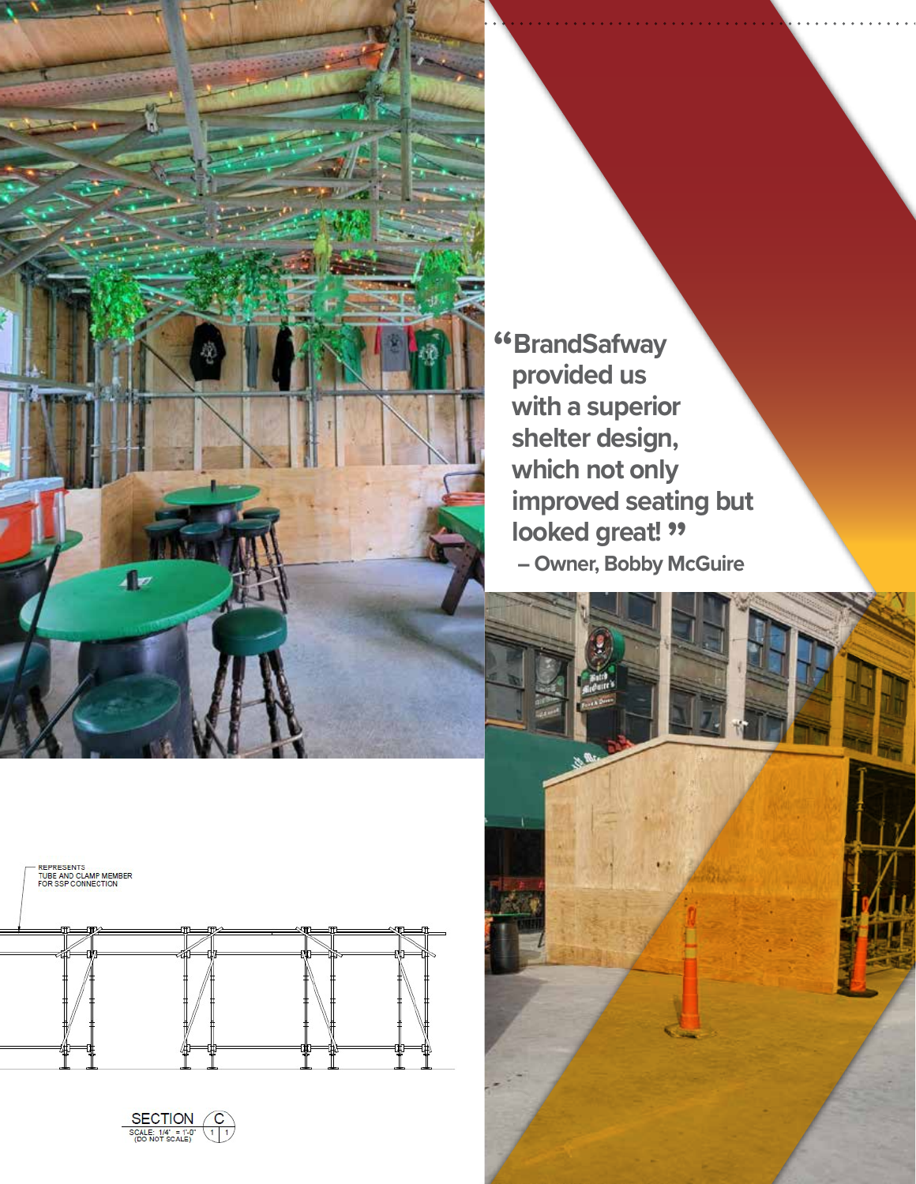> "BrandSafway provided us with a superior shelter design, which not only improved seating but looked great!"
>
> – Owner, Bobby McGuire

REPRESENTS TUBE AND CLAMP MEMBER FOR SSP CONNECTION

SECTION C

SCALE: 1/4" = 1'-0" (DO NOT SCALE)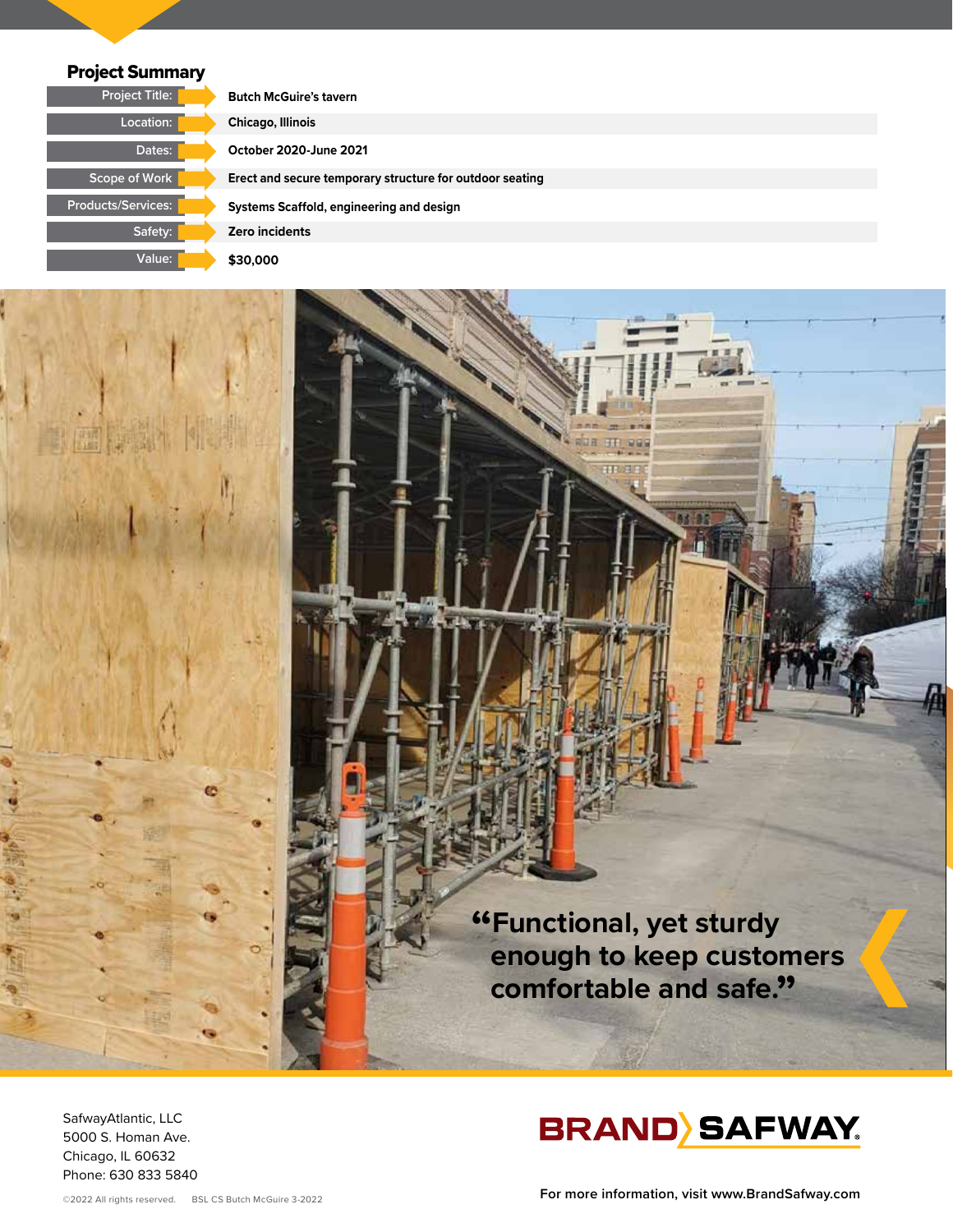## Project Summary

| | |
|---|---|
| Project Title: | Butch McGuire's tavern |
| Location: | Chicago, Illinois |
| Dates: | October 2020-June 2021 |
| Scope of Work | Erect and secure temporary structure for outdoor seating |
| Products/Services: | Systems Scaffold, engineering and design |
| Safety: | Zero incidents |
| Value: | $30,000 |

**"Functional, yet sturdy enough to keep customers comfortable and safe."**

SafwayAtlantic, LLC
5000 S. Homan Ave.
Chicago, IL 60632
Phone: 630 833 5840

BRAND SAFWAY

For more information, visit www.BrandSafway.com

©2022 All rights reserved. BSL CS Butch McGuire 3-2022